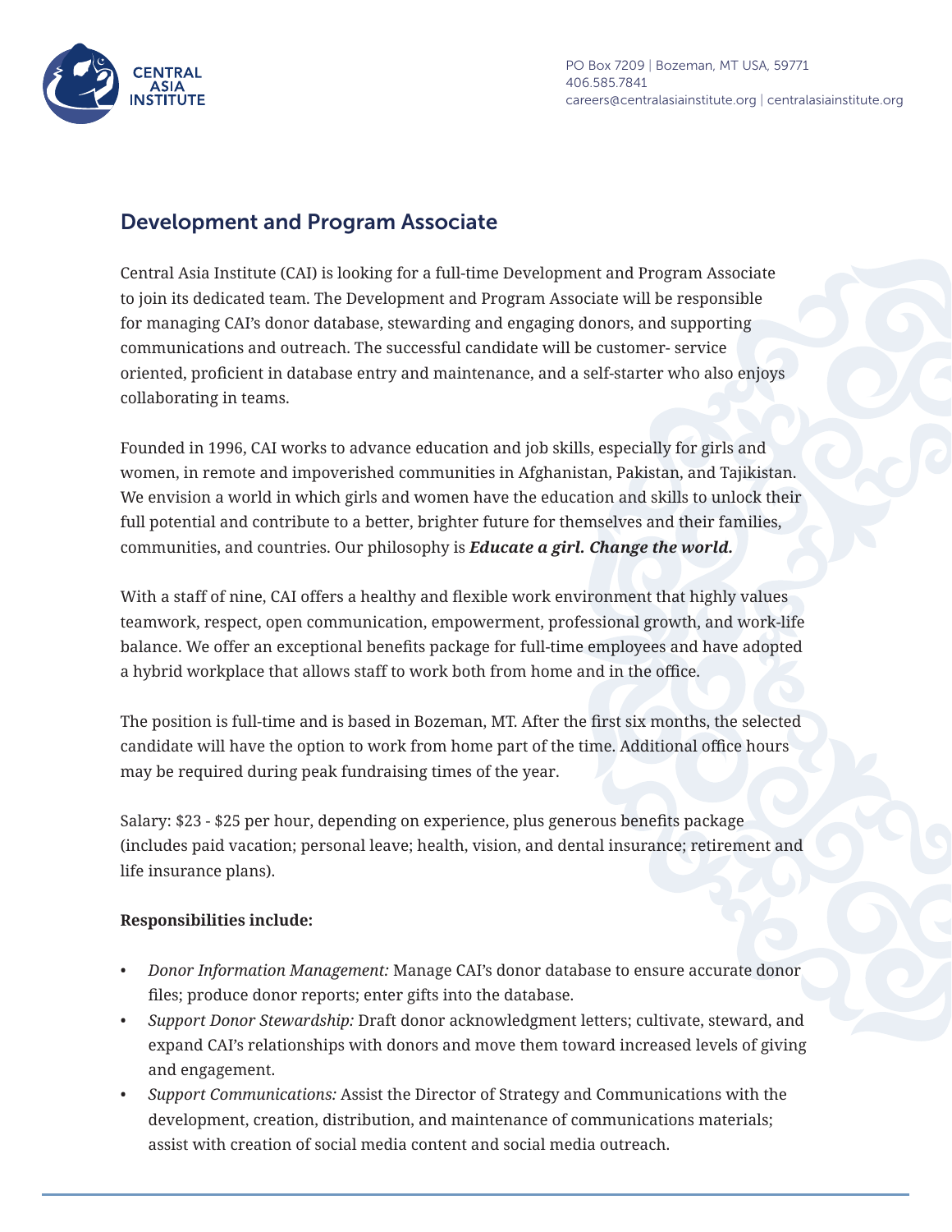CENTRAL ASIA INSTITUTE

PO Box 7209 | Bozeman, MT USA, 59771
406.585.7841
careers@centralasiainstitute.org | centralasiainstitute.org

## Development and Program Associate

Central Asia Institute (CAI) is looking for a full-time Development and Program Associate to join its dedicated team. The Development and Program Associate will be responsible for managing CAI's donor database, stewarding and engaging donors, and supporting communications and outreach. The successful candidate will be customer- service oriented, proficient in database entry and maintenance, and a self-starter who also enjoys collaborating in teams.

Founded in 1996, CAI works to advance education and job skills, especially for girls and women, in remote and impoverished communities in Afghanistan, Pakistan, and Tajikistan. We envision a world in which girls and women have the education and skills to unlock their full potential and contribute to a better, brighter future for themselves and their families, communities, and countries. Our philosophy is ***Educate a girl. Change the world.***

With a staff of nine, CAI offers a healthy and flexible work environment that highly values teamwork, respect, open communication, empowerment, professional growth, and work-life balance. We offer an exceptional benefits package for full-time employees and have adopted a hybrid workplace that allows staff to work both from home and in the office.

The position is full-time and is based in Bozeman, MT. After the first six months, the selected candidate will have the option to work from home part of the time. Additional office hours may be required during peak fundraising times of the year.

Salary: $23 - $25 per hour, depending on experience, plus generous benefits package (includes paid vacation; personal leave; health, vision, and dental insurance; retirement and life insurance plans).

**Responsibilities include:**

- *Donor Information Management:* Manage CAI's donor database to ensure accurate donor files; produce donor reports; enter gifts into the database.
- *Support Donor Stewardship:* Draft donor acknowledgment letters; cultivate, steward, and expand CAI's relationships with donors and move them toward increased levels of giving and engagement.
- *Support Communications:* Assist the Director of Strategy and Communications with the development, creation, distribution, and maintenance of communications materials; assist with creation of social media content and social media outreach.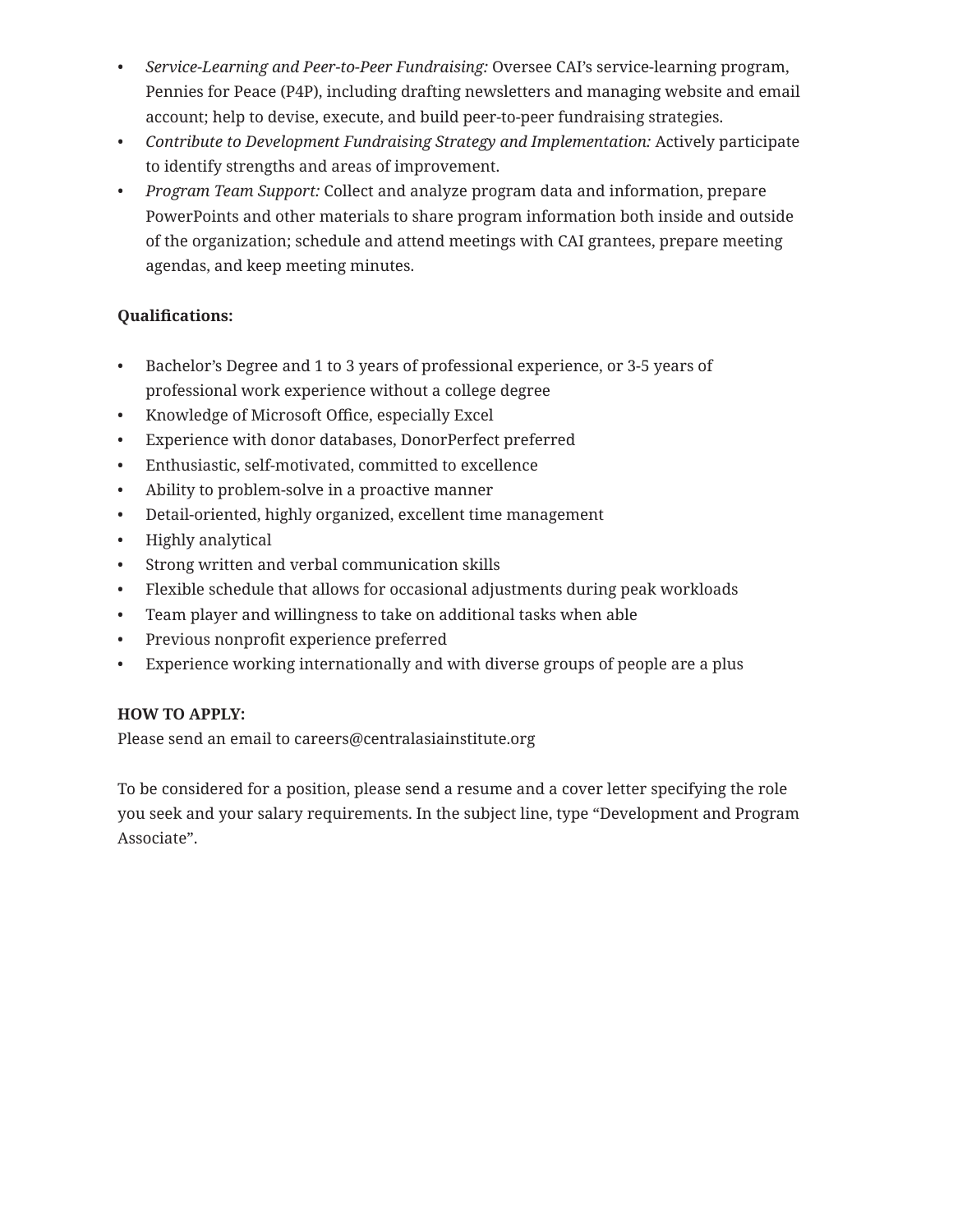- *Service-Learning and Peer-to-Peer Fundraising:* Oversee CAI's service-learning program, Pennies for Peace (P4P), including drafting newsletters and managing website and email account; help to devise, execute, and build peer-to-peer fundraising strategies.
- *Contribute to Development Fundraising Strategy and Implementation:* Actively participate to identify strengths and areas of improvement.
- *Program Team Support:* Collect and analyze program data and information, prepare PowerPoints and other materials to share program information both inside and outside of the organization; schedule and attend meetings with CAI grantees, prepare meeting agendas, and keep meeting minutes.

**Qualifications:**

- Bachelor's Degree and 1 to 3 years of professional experience, or 3-5 years of professional work experience without a college degree
- Knowledge of Microsoft Office, especially Excel
- Experience with donor databases, DonorPerfect preferred
- Enthusiastic, self-motivated, committed to excellence
- Ability to problem-solve in a proactive manner
- Detail-oriented, highly organized, excellent time management
- Highly analytical
- Strong written and verbal communication skills
- Flexible schedule that allows for occasional adjustments during peak workloads
- Team player and willingness to take on additional tasks when able
- Previous nonprofit experience preferred
- Experience working internationally and with diverse groups of people are a plus

**HOW TO APPLY:**
Please send an email to careers@centralasiainstitute.org

To be considered for a position, please send a resume and a cover letter specifying the role you seek and your salary requirements. In the subject line, type "Development and Program Associate".